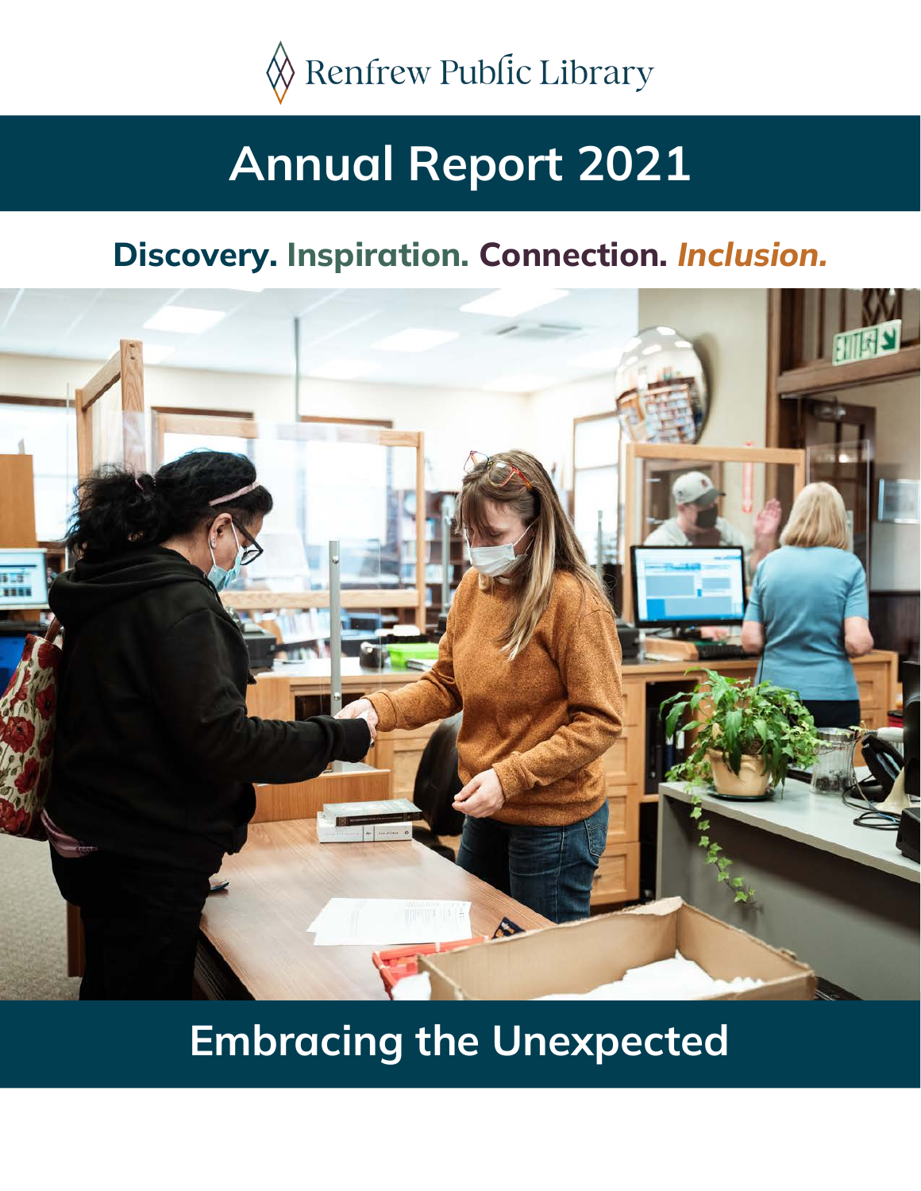Renfrew Public Library

# Annual Report 2021

## Discovery. Inspiration. Connection. *Inclusion.*

## Embracing the Unexpected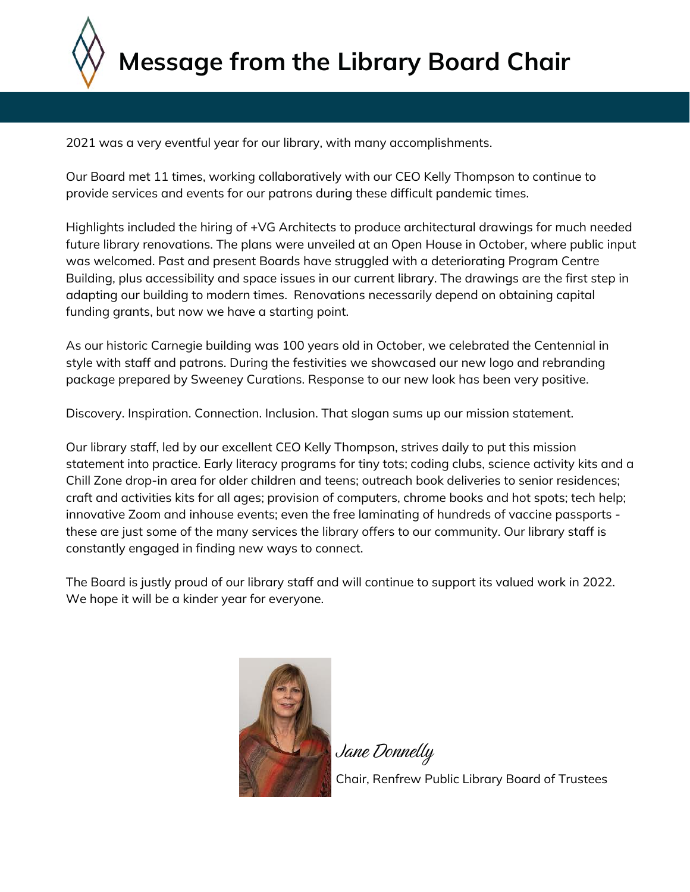# Message from the Library Board Chair

2021 was a very eventful year for our library, with many accomplishments.

Our Board met 11 times, working collaboratively with our CEO Kelly Thompson to continue to provide services and events for our patrons during these difficult pandemic times.

Highlights included the hiring of +VG Architects to produce architectural drawings for much needed future library renovations. The plans were unveiled at an Open House in October, where public input was welcomed. Past and present Boards have struggled with a deteriorating Program Centre Building, plus accessibility and space issues in our current library. The drawings are the first step in adapting our building to modern times. Renovations necessarily depend on obtaining capital funding grants, but now we have a starting point.

As our historic Carnegie building was 100 years old in October, we celebrated the Centennial in style with staff and patrons. During the festivities we showcased our new logo and rebranding package prepared by Sweeney Curations. Response to our new look has been very positive.

Discovery. Inspiration. Connection. Inclusion. That slogan sums up our mission statement.

Our library staff, led by our excellent CEO Kelly Thompson, strives daily to put this mission statement into practice. Early literacy programs for tiny tots; coding clubs, science activity kits and a Chill Zone drop-in area for older children and teens; outreach book deliveries to senior residences; craft and activities kits for all ages; provision of computers, chrome books and hot spots; tech help; innovative Zoom and inhouse events; even the free laminating of hundreds of vaccine passports - these are just some of the many services the library offers to our community. Our library staff is constantly engaged in finding new ways to connect.

The Board is justly proud of our library staff and will continue to support its valued work in 2022. We hope it will be a kinder year for everyone.

*Jane Donnelly*

Chair, Renfrew Public Library Board of Trustees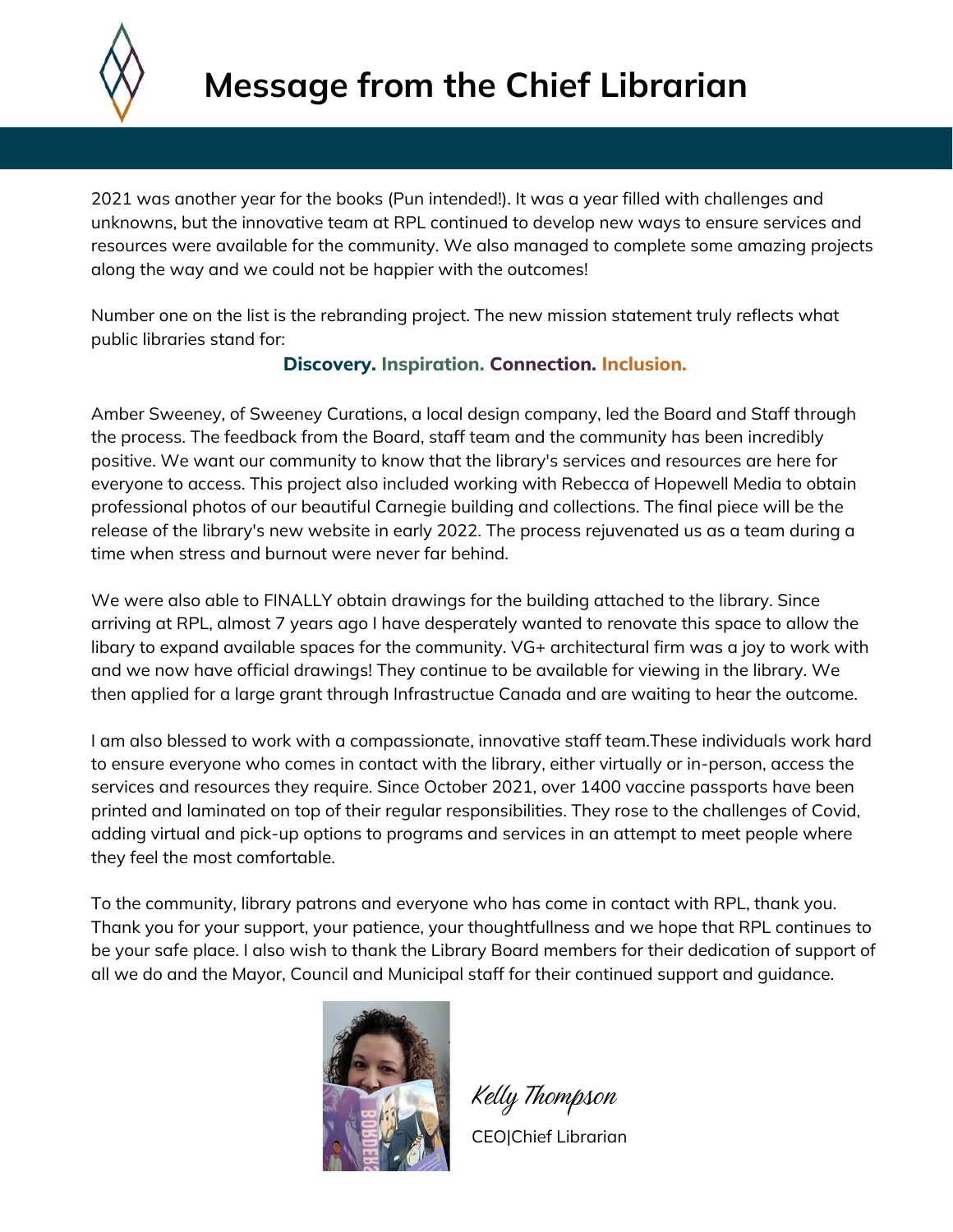# Message from the Chief Librarian

2021 was another year for the books (Pun intended!). It was a year filled with challenges and unknowns, but the innovative team at RPL continued to develop new ways to ensure services and resources were available for the community. We also managed to complete some amazing projects along the way and we could not be happier with the outcomes!

Number one on the list is the rebranding project. The new mission statement truly reflects what public libraries stand for:

**Discovery. Inspiration. Connection. Inclusion.**

Amber Sweeney, of Sweeney Curations, a local design company, led the Board and Staff through the process. The feedback from the Board, staff team and the community has been incredibly positive. We want our community to know that the library's services and resources are here for everyone to access. This project also included working with Rebecca of Hopewell Media to obtain professional photos of our beautiful Carnegie building and collections. The final piece will be the release of the library's new website in early 2022. The process rejuvenated us as a team during a time when stress and burnout were never far behind.

We were also able to FINALLY obtain drawings for the building attached to the library. Since arriving at RPL, almost 7 years ago I have desperately wanted to renovate this space to allow the libary to expand available spaces for the community. VG+ architectural firm was a joy to work with and we now have official drawings! They continue to be available for viewing in the library. We then applied for a large grant through Infrastructue Canada and are waiting to hear the outcome.

I am also blessed to work with a compassionate, innovative staff team.These individuals work hard to ensure everyone who comes in contact with the library, either virtually or in-person, access the services and resources they require. Since October 2021, over 1400 vaccine passports have been printed and laminated on top of their regular responsibilities. They rose to the challenges of Covid, adding virtual and pick-up options to programs and services in an attempt to meet people where they feel the most comfortable.

To the community, library patrons and everyone who has come in contact with RPL, thank you. Thank you for your support, your patience, your thoughtfullness and we hope that RPL continues to be your safe place. I also wish to thank the Library Board members for their dedication of support of all we do and the Mayor, Council and Municipal staff for their continued support and guidance.

*Kelly Thompson*

CEO|Chief Librarian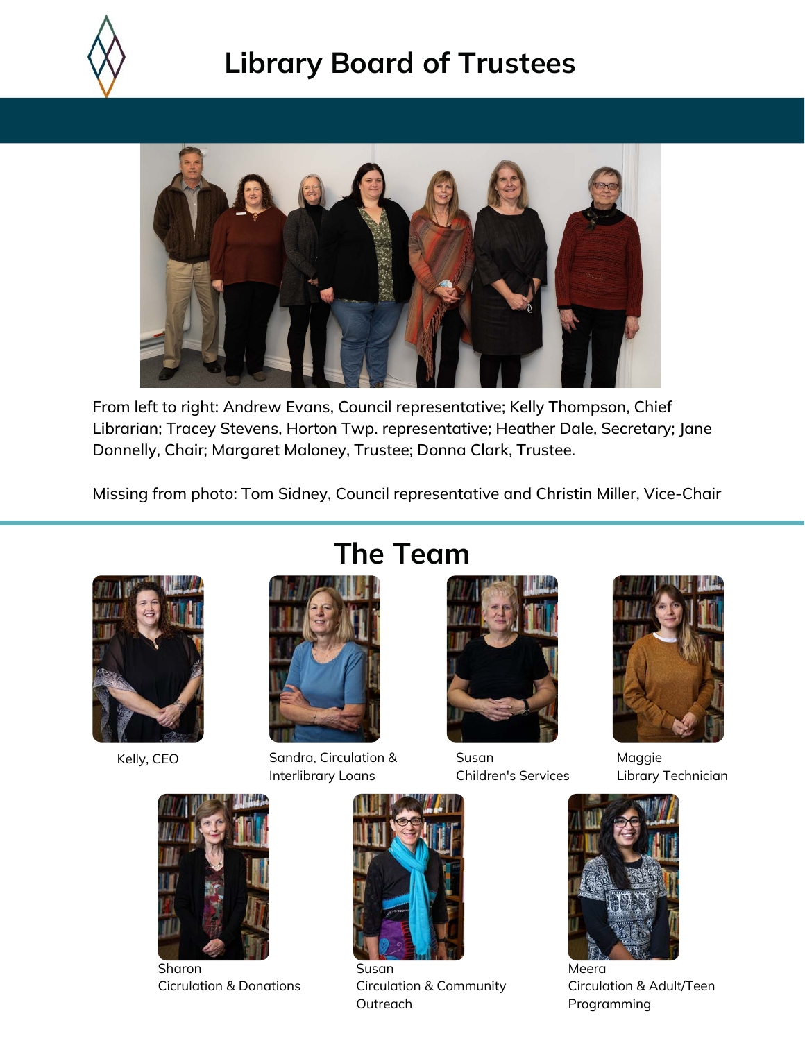# Library Board of Trustees

From left to right: Andrew Evans, Council representative; Kelly Thompson, Chief Librarian; Tracey Stevens, Horton Twp. representative; Heather Dale, Secretary; Jane Donnelly, Chair; Margaret Maloney, Trustee; Donna Clark, Trustee.

Missing from photo: Tom Sidney, Council representative and Christin Miller, Vice-Chair

## The Team

Kelly, CEO

Sandra, Circulation & Interlibrary Loans

Susan
Children's Services

Maggie
Library Technician

Sharon
Cicrulation & Donations

Susan
Circulation & Community Outreach

Meera
Circulation & Adult/Teen Programming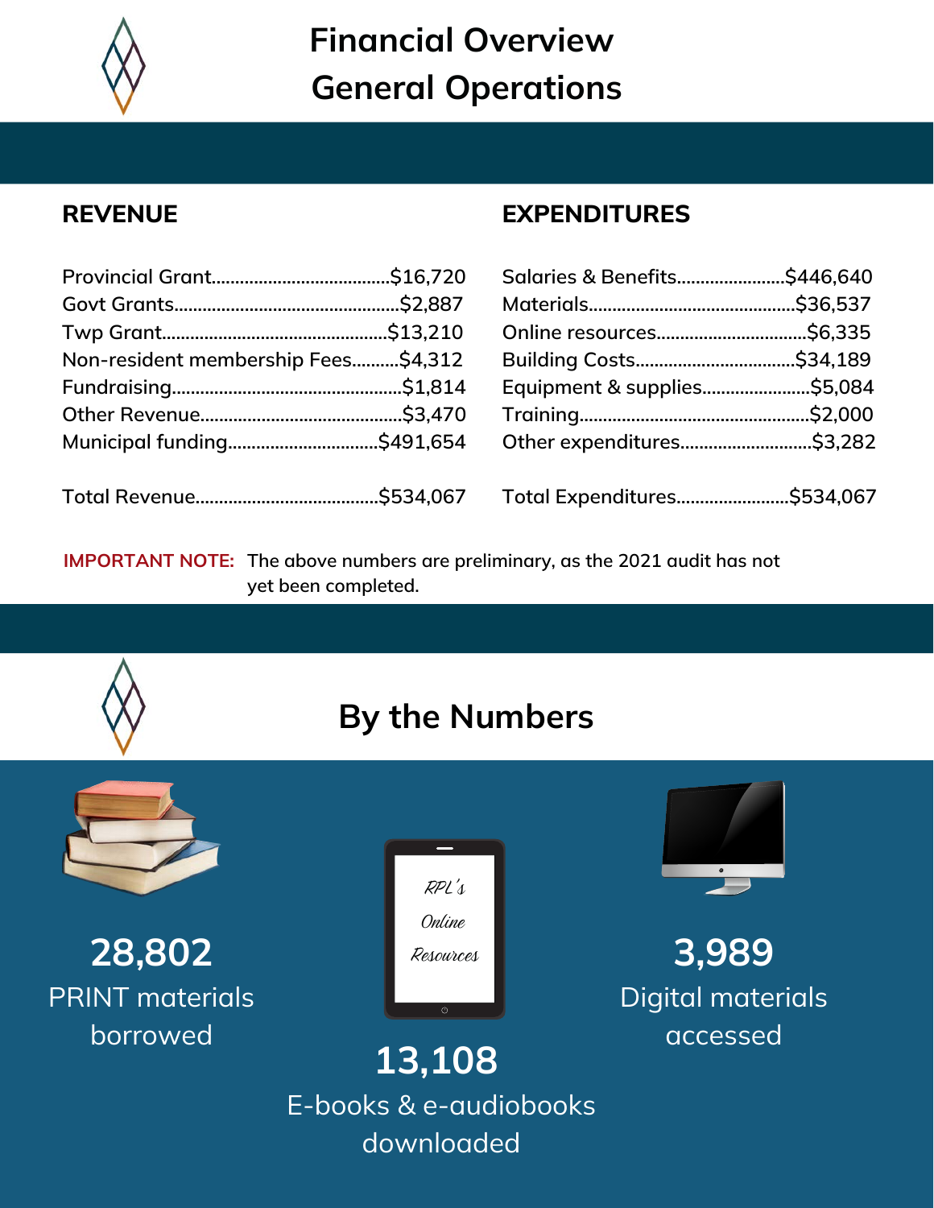# Financial Overview
# General Operations

## REVENUE

| Item | Amount |
|---|---|
| Provincial Grant | $16,720 |
| Govt Grants | $2,887 |
| Twp Grant | $13,210 |
| Non-resident membership Fees | $4,312 |
| Fundraising | $1,814 |
| Other Revenue | $3,470 |
| Municipal funding | $491,654 |
| Total Revenue | $534,067 |

## EXPENDITURES

| Item | Amount |
|---|---|
| Salaries & Benefits | $446,640 |
| Materials | $36,537 |
| Online resources | $6,335 |
| Building Costs | $34,189 |
| Equipment & supplies | $5,084 |
| Training | $2,000 |
| Other expenditures | $3,282 |
| Total Expenditures | $534,067 |

**IMPORTANT NOTE:** The above numbers are preliminary, as the 2021 audit has not yet been completed.

# By the Numbers

**28,802**
PRINT materials borrowed

RPL's Online Resources

**13,108**
E-books & e-audiobooks downloaded

**3,989**
Digital materials accessed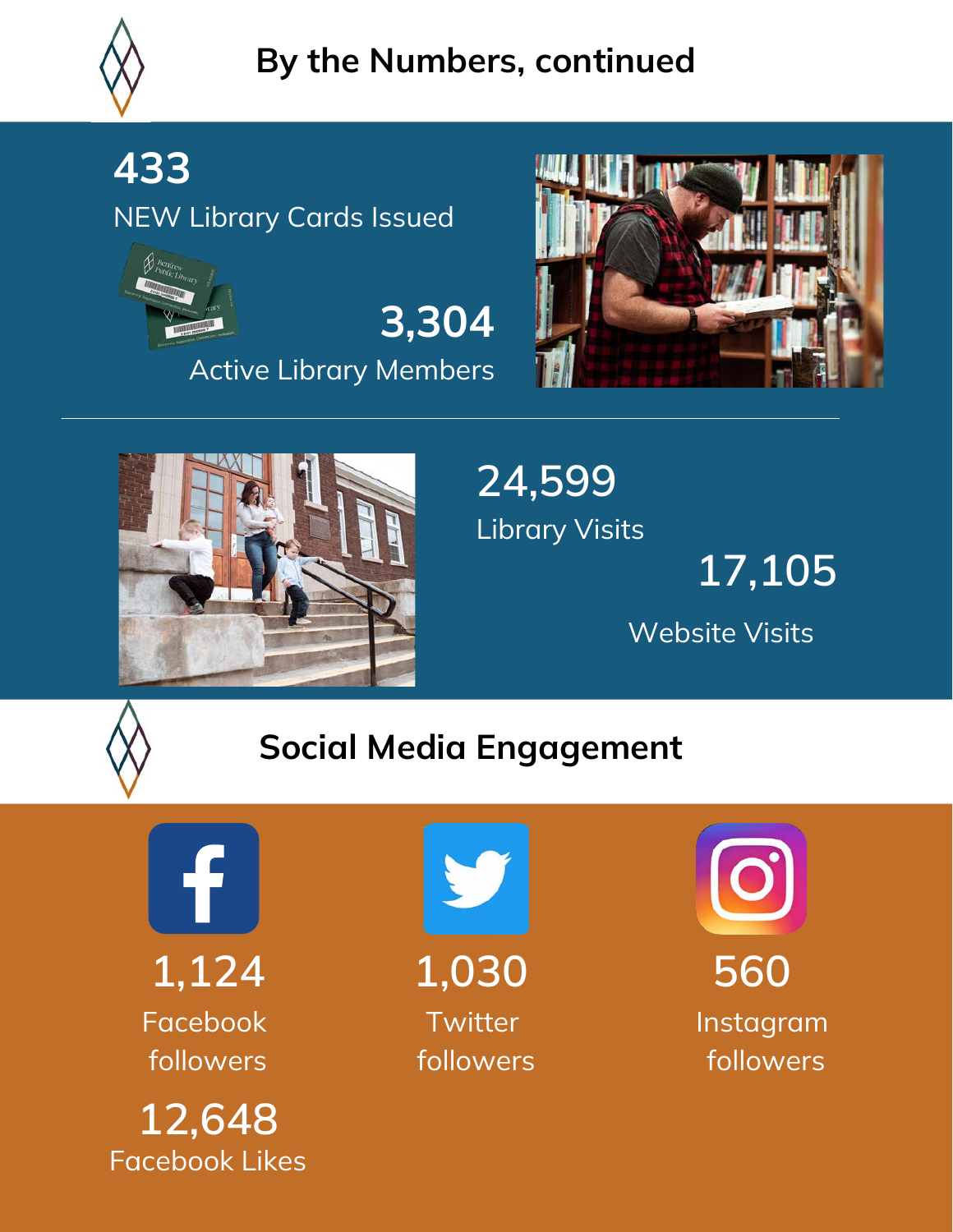## By the Numbers, continued

**433**
NEW Library Cards Issued

**3,304**
Active Library Members

**24,599**
Library Visits

**17,105**
Website Visits

## Social Media Engagement

**1,124**
Facebook followers

**1,030**
Twitter followers

**560**
Instagram followers

**12,648**
Facebook Likes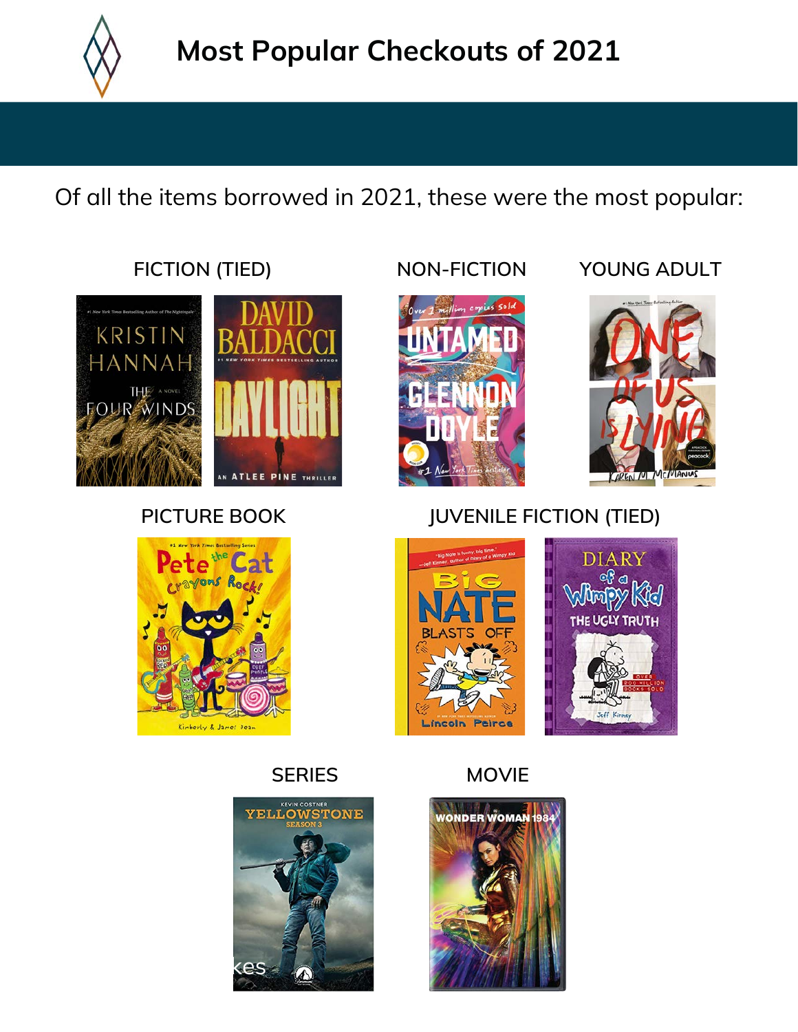# Most Popular Checkouts of 2021

Of all the items borrowed in 2021, these were the most popular:

FICTION (TIED)

NON-FICTION

YOUNG ADULT

PICTURE BOOK

JUVENILE FICTION (TIED)

SERIES

MOVIE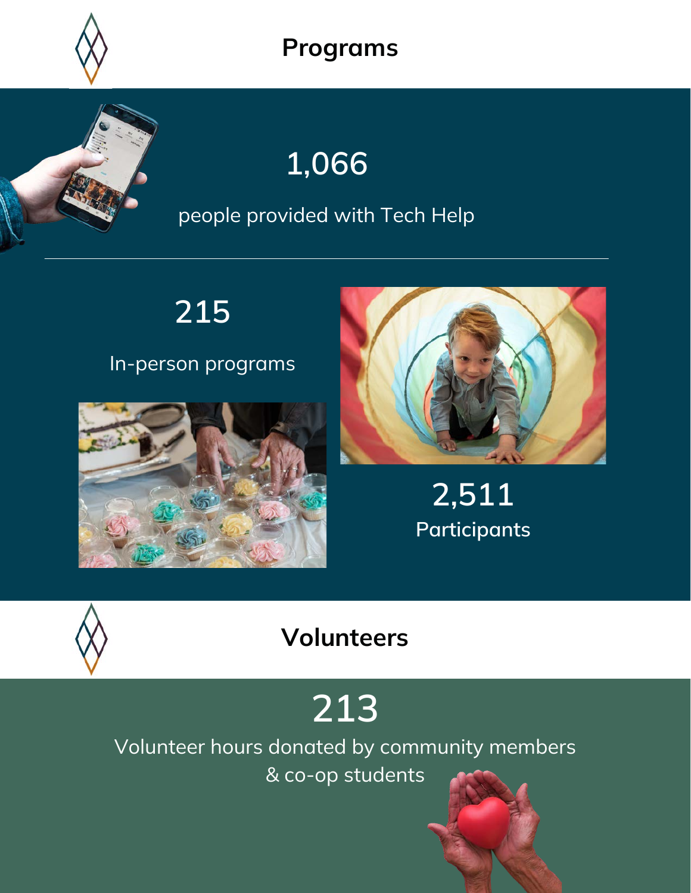## Programs

1,066

people provided with Tech Help

215

In-person programs

2,511

Participants

## Volunteers

213

Volunteer hours donated by community members & co-op students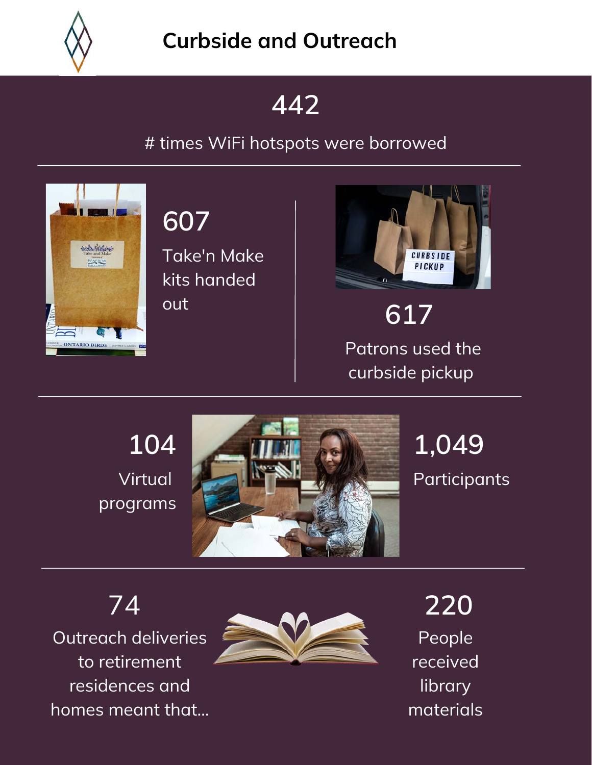# Curbside and Outreach

442

# times WiFi hotspots were borrowed

607

Take'n Make kits handed out

617

Patrons used the curbside pickup

104

Virtual programs

1,049

Participants

74

Outreach deliveries to retirement residences and homes meant that...

220

People received library materials